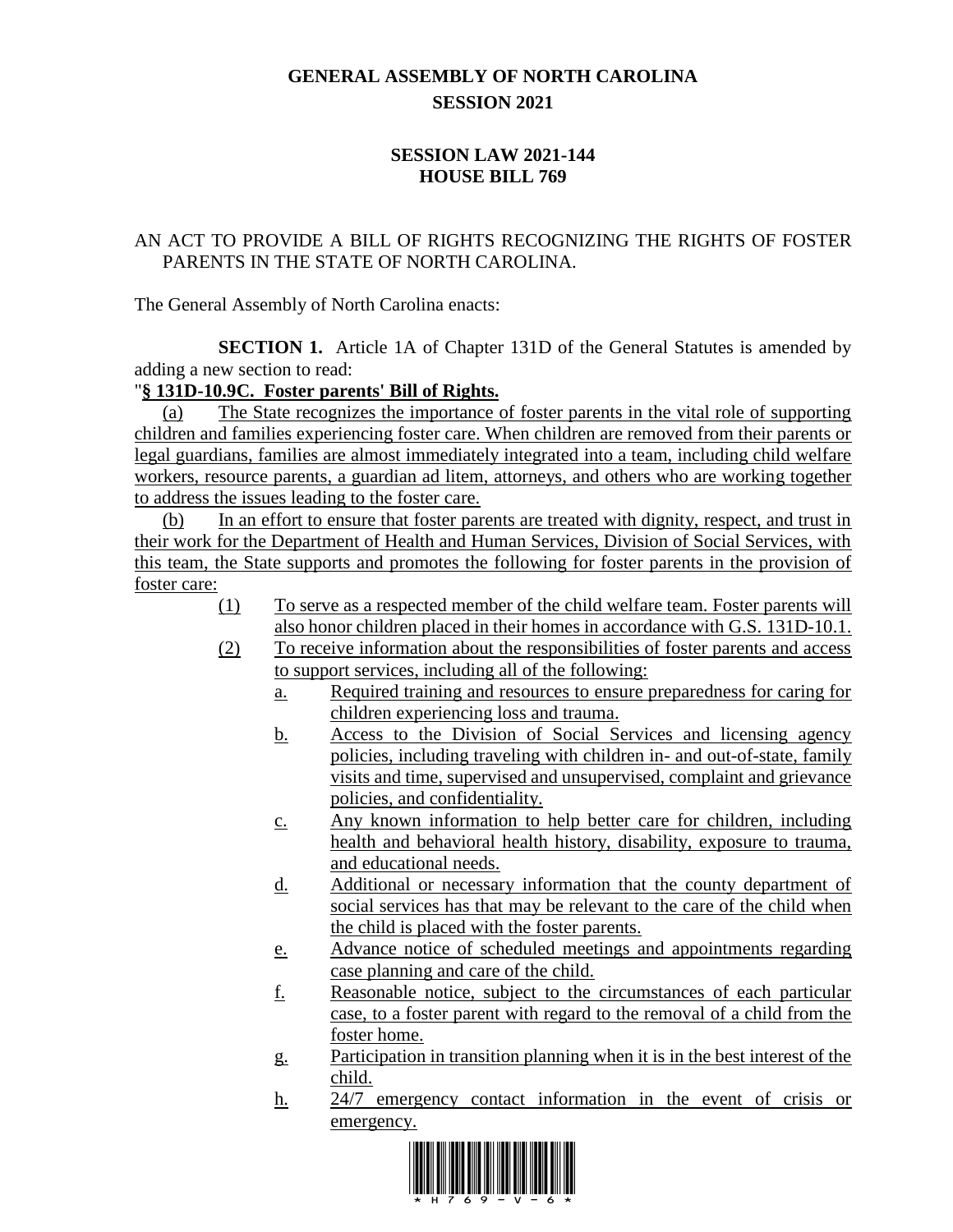# GENERAL ASSEMBLY OF NORTH CAROLINA
## SESSION 2021

## SESSION LAW 2021-144
## HOUSE BILL 769

AN ACT TO PROVIDE A BILL OF RIGHTS RECOGNIZING THE RIGHTS OF FOSTER PARENTS IN THE STATE OF NORTH CAROLINA.

The General Assembly of North Carolina enacts:

**SECTION 1.** Article 1A of Chapter 131D of the General Statutes is amended by adding a new section to read:

"**§ 131D-10.9C. Foster parents' Bill of Rights.**

(a) The State recognizes the importance of foster parents in the vital role of supporting children and families experiencing foster care. When children are removed from their parents or legal guardians, families are almost immediately integrated into a team, including child welfare workers, resource parents, a guardian ad litem, attorneys, and others who are working together to address the issues leading to the foster care.

(b) In an effort to ensure that foster parents are treated with dignity, respect, and trust in their work for the Department of Health and Human Services, Division of Social Services, with this team, the State supports and promotes the following for foster parents in the provision of foster care:

(1) To serve as a respected member of the child welfare team. Foster parents will also honor children placed in their homes in accordance with G.S. 131D-10.1.

(2) To receive information about the responsibilities of foster parents and access to support services, including all of the following:

a. Required training and resources to ensure preparedness for caring for children experiencing loss and trauma.

b. Access to the Division of Social Services and licensing agency policies, including traveling with children in- and out-of-state, family visits and time, supervised and unsupervised, complaint and grievance policies, and confidentiality.

c. Any known information to help better care for children, including health and behavioral health history, disability, exposure to trauma, and educational needs.

d. Additional or necessary information that the county department of social services has that may be relevant to the care of the child when the child is placed with the foster parents.

e. Advance notice of scheduled meetings and appointments regarding case planning and care of the child.

f. Reasonable notice, subject to the circumstances of each particular case, to a foster parent with regard to the removal of a child from the foster home.

g. Participation in transition planning when it is in the best interest of the child.

h. 24/7 emergency contact information in the event of crisis or emergency.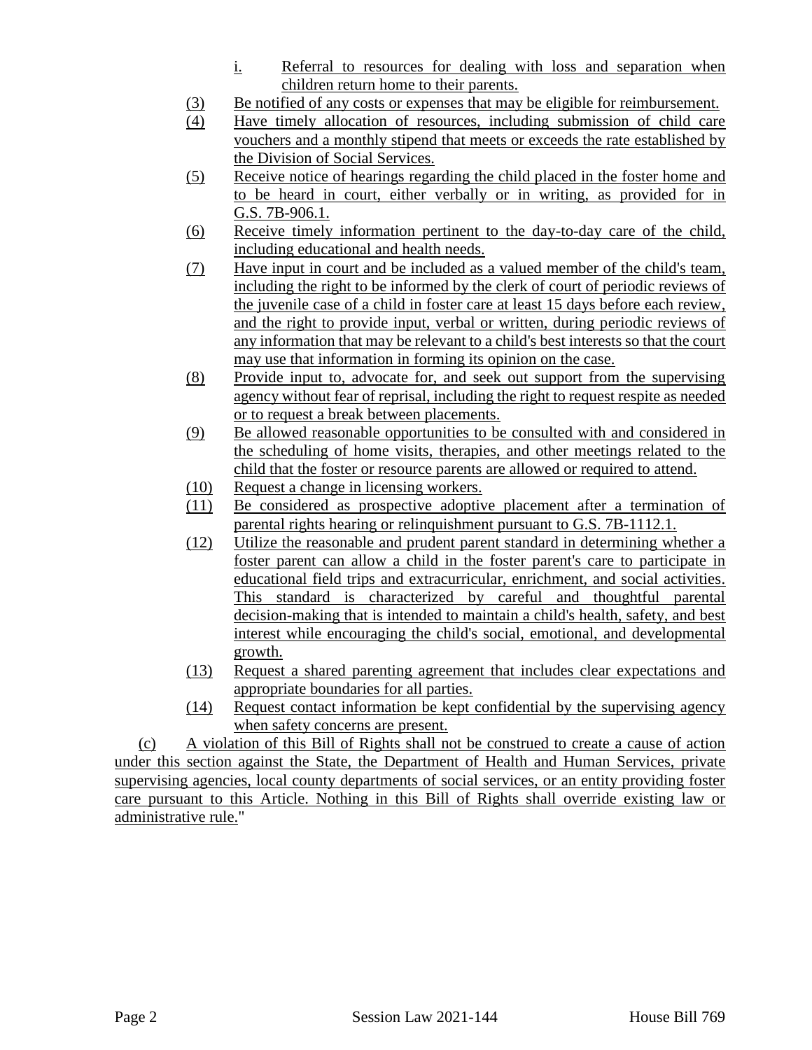i. Referral to resources for dealing with loss and separation when children return home to their parents.

(3) Be notified of any costs or expenses that may be eligible for reimbursement.

(4) Have timely allocation of resources, including submission of child care vouchers and a monthly stipend that meets or exceeds the rate established by the Division of Social Services.

(5) Receive notice of hearings regarding the child placed in the foster home and to be heard in court, either verbally or in writing, as provided for in G.S. 7B-906.1.

(6) Receive timely information pertinent to the day-to-day care of the child, including educational and health needs.

(7) Have input in court and be included as a valued member of the child's team, including the right to be informed by the clerk of court of periodic reviews of the juvenile case of a child in foster care at least 15 days before each review, and the right to provide input, verbal or written, during periodic reviews of any information that may be relevant to a child's best interests so that the court may use that information in forming its opinion on the case.

(8) Provide input to, advocate for, and seek out support from the supervising agency without fear of reprisal, including the right to request respite as needed or to request a break between placements.

(9) Be allowed reasonable opportunities to be consulted with and considered in the scheduling of home visits, therapies, and other meetings related to the child that the foster or resource parents are allowed or required to attend.

(10) Request a change in licensing workers.

(11) Be considered as prospective adoptive placement after a termination of parental rights hearing or relinquishment pursuant to G.S. 7B-1112.1.

(12) Utilize the reasonable and prudent parent standard in determining whether a foster parent can allow a child in the foster parent's care to participate in educational field trips and extracurricular, enrichment, and social activities. This standard is characterized by careful and thoughtful parental decision-making that is intended to maintain a child's health, safety, and best interest while encouraging the child's social, emotional, and developmental growth.

(13) Request a shared parenting agreement that includes clear expectations and appropriate boundaries for all parties.

(14) Request contact information be kept confidential by the supervising agency when safety concerns are present.

(c) A violation of this Bill of Rights shall not be construed to create a cause of action under this section against the State, the Department of Health and Human Services, private supervising agencies, local county departments of social services, or an entity providing foster care pursuant to this Article. Nothing in this Bill of Rights shall override existing law or administrative rule."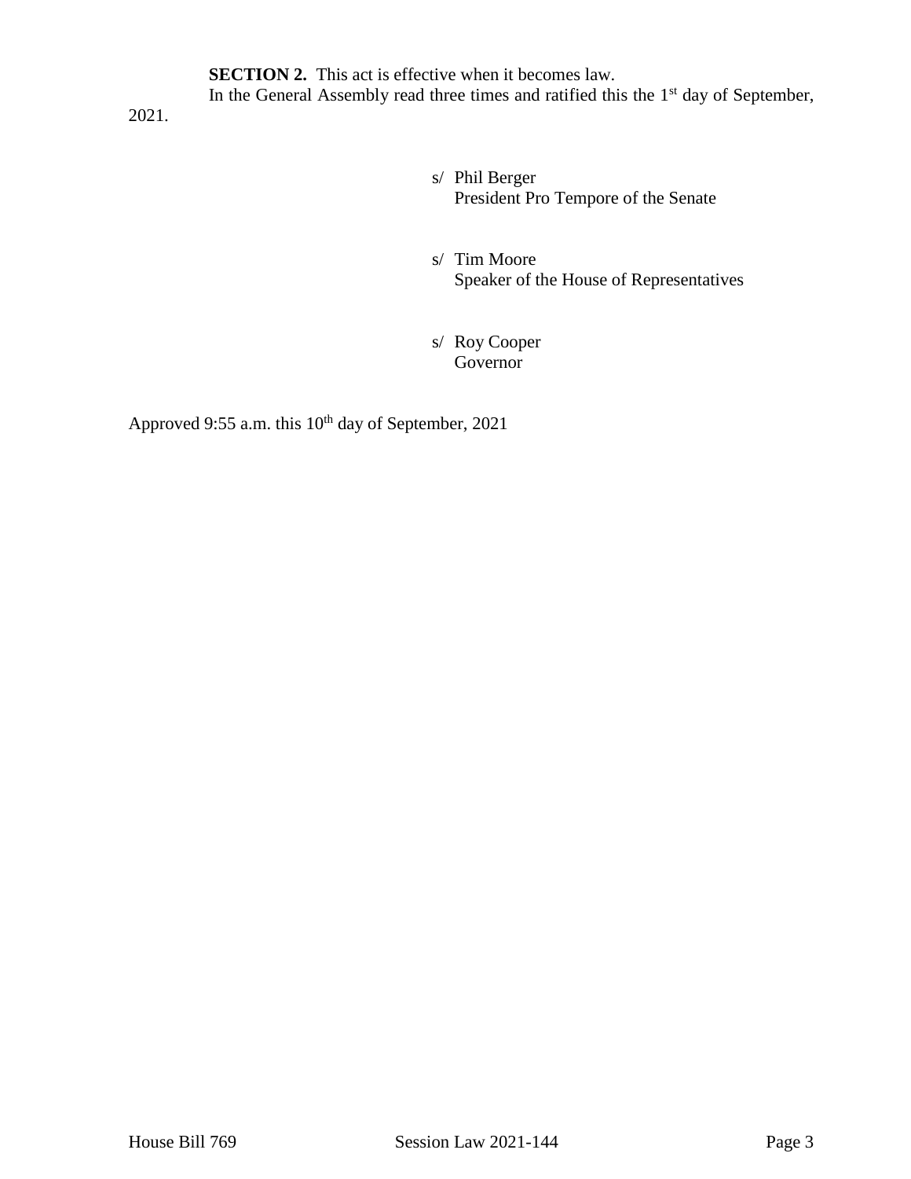**SECTION 2.** This act is effective when it becomes law.

In the General Assembly read three times and ratified this the 1st day of September, 2021.

s/ Phil Berger
President Pro Tempore of the Senate

s/ Tim Moore
Speaker of the House of Representatives

s/ Roy Cooper
Governor

Approved 9:55 a.m. this 10th day of September, 2021